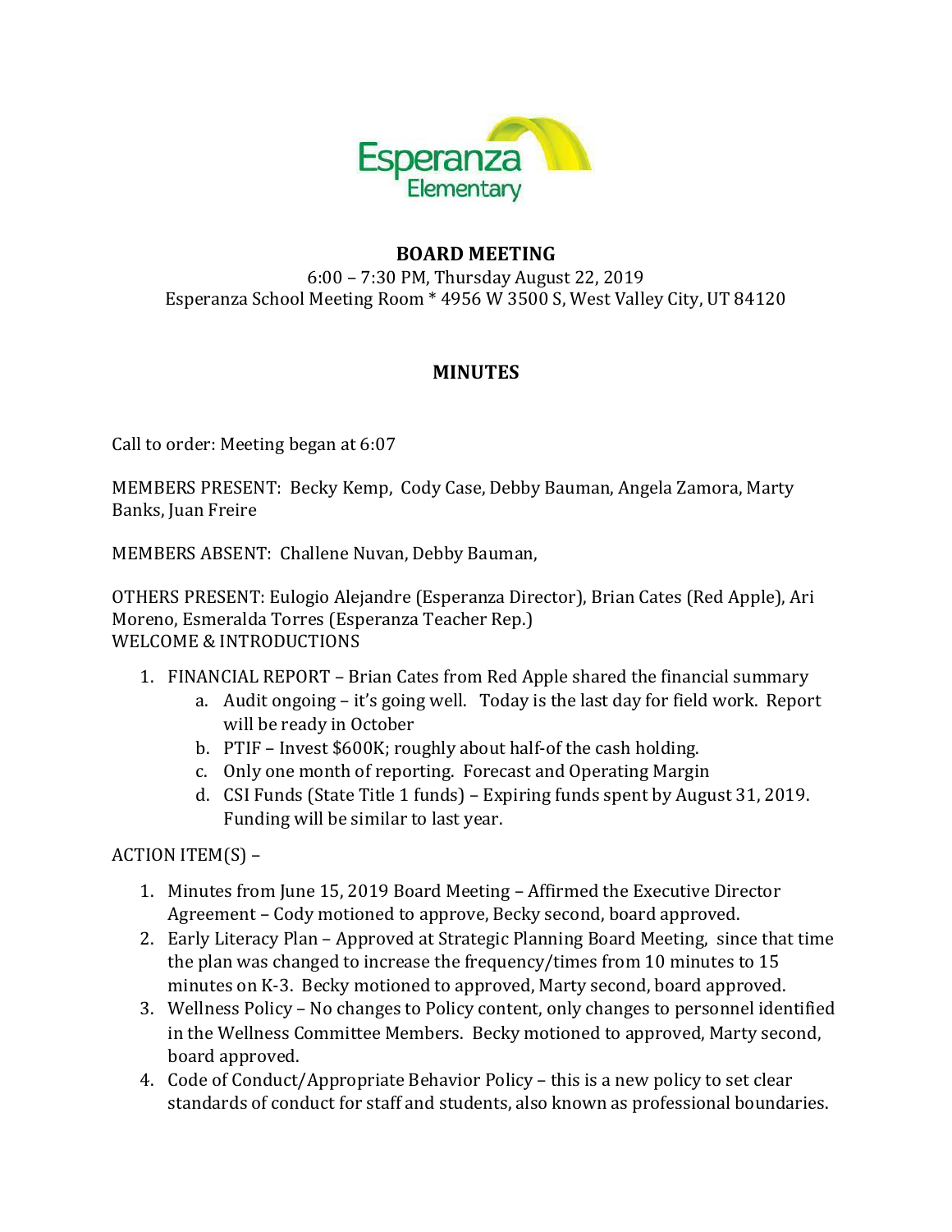Esperanza Elementary

## BOARD MEETING

6:00 – 7:30 PM, Thursday August 22, 2019
Esperanza School Meeting Room * 4956 W 3500 S, West Valley City, UT 84120

## MINUTES

Call to order: Meeting began at 6:07

MEMBERS PRESENT: Becky Kemp, Cody Case, Debby Bauman, Angela Zamora, Marty Banks, Juan Freire

MEMBERS ABSENT: Challene Nuvan, Debby Bauman,

OTHERS PRESENT: Eulogio Alejandre (Esperanza Director), Brian Cates (Red Apple), Ari Moreno, Esmeralda Torres (Esperanza Teacher Rep.)
WELCOME & INTRODUCTIONS

1. FINANCIAL REPORT – Brian Cates from Red Apple shared the financial summary
   a. Audit ongoing – it's going well. Today is the last day for field work. Report will be ready in October
   b. PTIF – Invest $600K; roughly about half-of the cash holding.
   c. Only one month of reporting. Forecast and Operating Margin
   d. CSI Funds (State Title 1 funds) – Expiring funds spent by August 31, 2019. Funding will be similar to last year.

ACTION ITEM(S) –

1. Minutes from June 15, 2019 Board Meeting – Affirmed the Executive Director Agreement – Cody motioned to approve, Becky second, board approved.
2. Early Literacy Plan – Approved at Strategic Planning Board Meeting, since that time the plan was changed to increase the frequency/times from 10 minutes to 15 minutes on K-3. Becky motioned to approved, Marty second, board approved.
3. Wellness Policy – No changes to Policy content, only changes to personnel identified in the Wellness Committee Members. Becky motioned to approved, Marty second, board approved.
4. Code of Conduct/Appropriate Behavior Policy – this is a new policy to set clear standards of conduct for staff and students, also known as professional boundaries.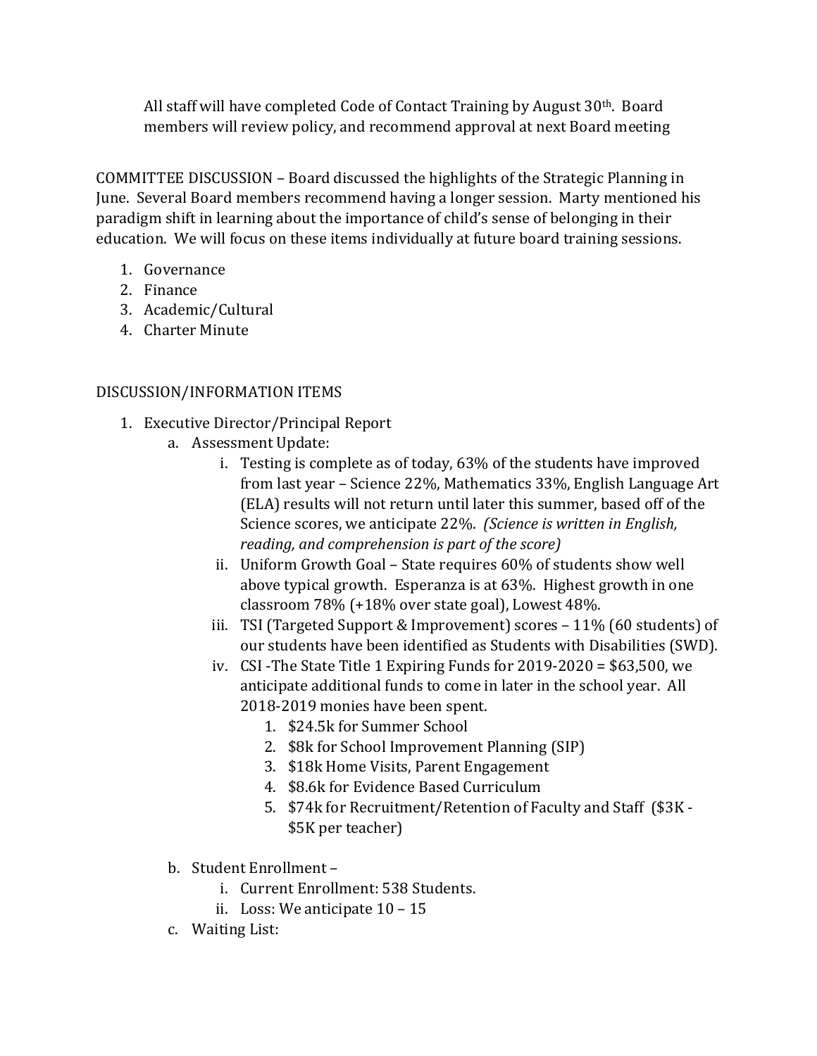All staff will have completed Code of Contact Training by August 30th. Board members will review policy, and recommend approval at next Board meeting

COMMITTEE DISCUSSION – Board discussed the highlights of the Strategic Planning in June. Several Board members recommend having a longer session. Marty mentioned his paradigm shift in learning about the importance of child's sense of belonging in their education. We will focus on these items individually at future board training sessions.

1. Governance
2. Finance
3. Academic/Cultural
4. Charter Minute

DISCUSSION/INFORMATION ITEMS

1. Executive Director/Principal Report
   a. Assessment Update:
      i. Testing is complete as of today, 63% of the students have improved from last year – Science 22%, Mathematics 33%, English Language Art (ELA) results will not return until later this summer, based off of the Science scores, we anticipate 22%. *(Science is written in English, reading, and comprehension is part of the score)*
      ii. Uniform Growth Goal – State requires 60% of students show well above typical growth. Esperanza is at 63%. Highest growth in one classroom 78% (+18% over state goal), Lowest 48%.
      iii. TSI (Targeted Support & Improvement) scores – 11% (60 students) of our students have been identified as Students with Disabilities (SWD).
      iv. CSI -The State Title 1 Expiring Funds for 2019-2020 = $63,500, we anticipate additional funds to come in later in the school year. All 2018-2019 monies have been spent.
         1. $24.5k for Summer School
         2. $8k for School Improvement Planning (SIP)
         3. $18k Home Visits, Parent Engagement
         4. $8.6k for Evidence Based Curriculum
         5. $74k for Recruitment/Retention of Faculty and Staff ($3K - $5K per teacher)

   b. Student Enrollment –
      i. Current Enrollment: 538 Students.
      ii. Loss: We anticipate 10 – 15
   c. Waiting List: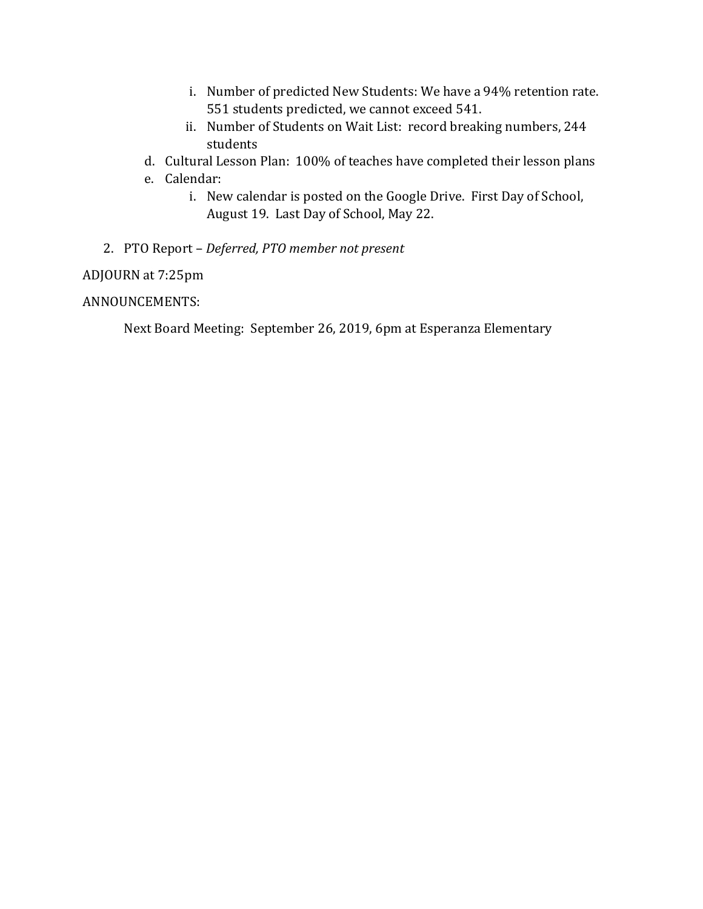i. Number of predicted New Students: We have a 94% retention rate. 551 students predicted, we cannot exceed 541.
ii. Number of Students on Wait List: record breaking numbers, 244 students

d. Cultural Lesson Plan: 100% of teaches have completed their lesson plans

e. Calendar:

i. New calendar is posted on the Google Drive. First Day of School, August 19. Last Day of School, May 22.

2. PTO Report – *Deferred, PTO member not present*

ADJOURN at 7:25pm

ANNOUNCEMENTS:

Next Board Meeting: September 26, 2019, 6pm at Esperanza Elementary